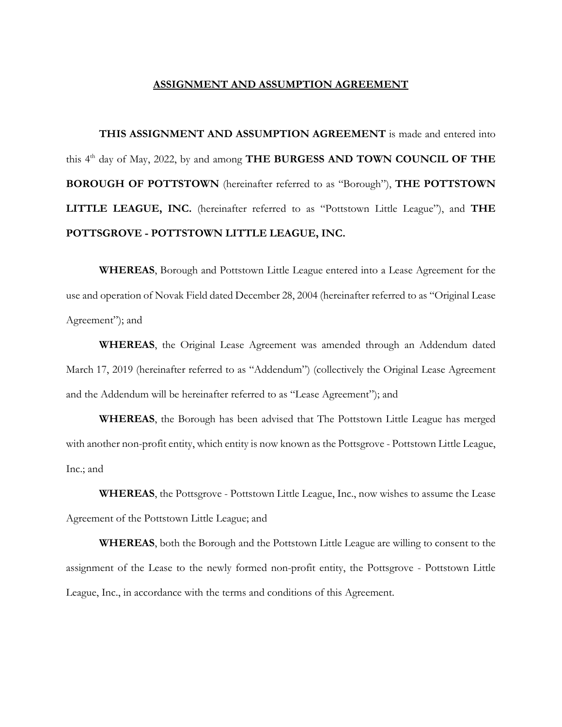# <u>ASSIGNMENT AND ASSUMPTION AGREEMENT</u>

**THIS ASSIGNMENT AND ASSUMPTION AGREEMENT** is made and entered into this 4th day of May, 2022, by and among **THE BURGESS AND TOWN COUNCIL OF THE BOROUGH OF POTTSTOWN** (hereinafter referred to as "Borough"), **THE POTTSTOWN LITTLE LEAGUE, INC.** (hereinafter referred to as "Pottstown Little League"), and **THE POTTSGROVE - POTTSTOWN LITTLE LEAGUE, INC.**

**WHEREAS**, Borough and Pottstown Little League entered into a Lease Agreement for the use and operation of Novak Field dated December 28, 2004 (hereinafter referred to as "Original Lease Agreement"); and

**WHEREAS**, the Original Lease Agreement was amended through an Addendum dated March 17, 2019 (hereinafter referred to as "Addendum") (collectively the Original Lease Agreement and the Addendum will be hereinafter referred to as "Lease Agreement"); and

**WHEREAS**, the Borough has been advised that The Pottstown Little League has merged with another non-profit entity, which entity is now known as the Pottsgrove - Pottstown Little League, Inc.; and

**WHEREAS**, the Pottsgrove - Pottstown Little League, Inc., now wishes to assume the Lease Agreement of the Pottstown Little League; and

**WHEREAS**, both the Borough and the Pottstown Little League are willing to consent to the assignment of the Lease to the newly formed non-profit entity, the Pottsgrove - Pottstown Little League, Inc., in accordance with the terms and conditions of this Agreement.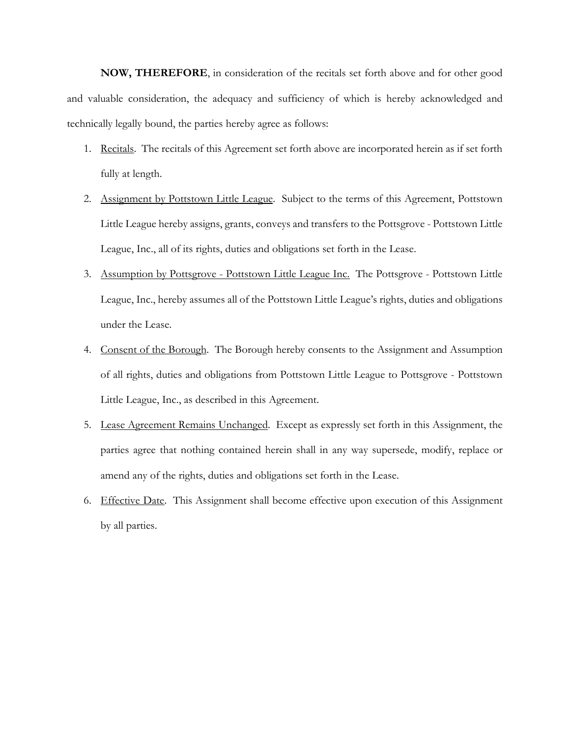**NOW, THEREFORE**, in consideration of the recitals set forth above and for other good and valuable consideration, the adequacy and sufficiency of which is hereby acknowledged and technically legally bound, the parties hereby agree as follows:

1. Recitals. The recitals of this Agreement set forth above are incorporated herein as if set forth fully at length.
2. Assignment by Pottstown Little League. Subject to the terms of this Agreement, Pottstown Little League hereby assigns, grants, conveys and transfers to the Pottsgrove - Pottstown Little League, Inc., all of its rights, duties and obligations set forth in the Lease.
3. Assumption by Pottsgrove - Pottstown Little League Inc. The Pottsgrove - Pottstown Little League, Inc., hereby assumes all of the Pottstown Little League's rights, duties and obligations under the Lease.
4. Consent of the Borough. The Borough hereby consents to the Assignment and Assumption of all rights, duties and obligations from Pottstown Little League to Pottsgrove - Pottstown Little League, Inc., as described in this Agreement.
5. Lease Agreement Remains Unchanged. Except as expressly set forth in this Assignment, the parties agree that nothing contained herein shall in any way supersede, modify, replace or amend any of the rights, duties and obligations set forth in the Lease.
6. Effective Date. This Assignment shall become effective upon execution of this Assignment by all parties.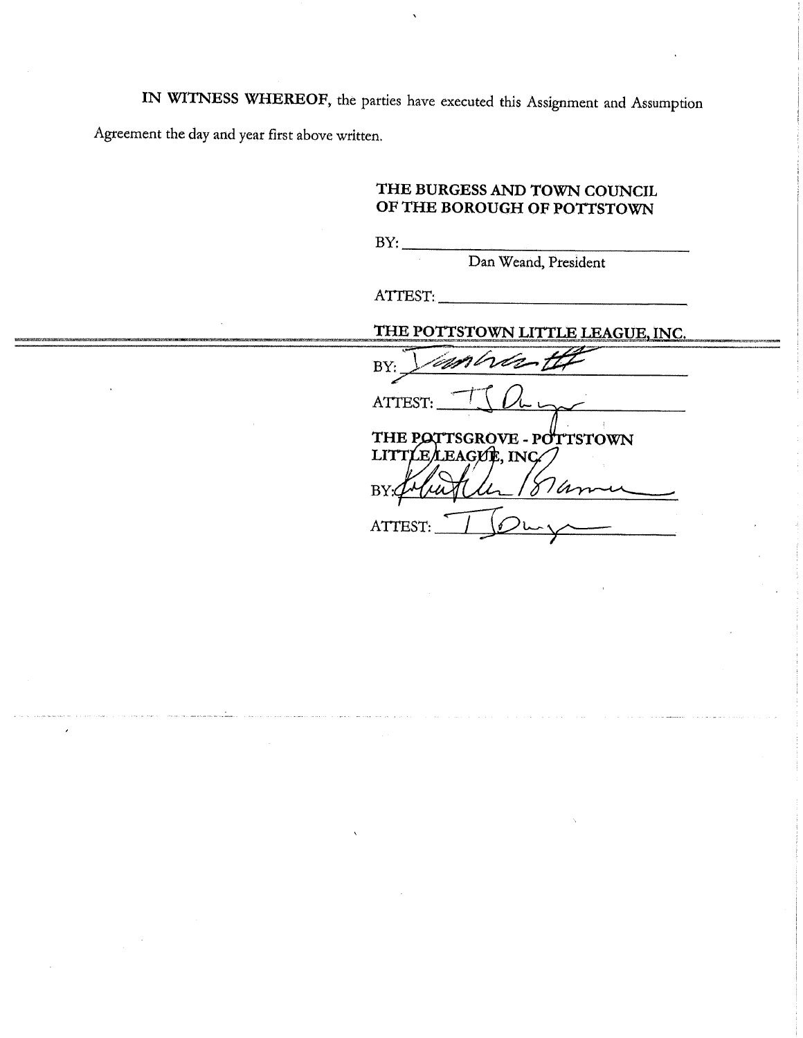**IN WITNESS WHEREOF,** the parties have executed this Assignment and Assumption Agreement the day and year first above written.

**THE BURGESS AND TOWN COUNCIL OF THE BOROUGH OF POTTSTOWN**

BY: ______________________________
Dan Weand, President

ATTEST: ______________________________

**THE POTTSTOWN LITTLE LEAGUE, INC.**

BY: ______________________________

ATTEST: ______________________________

**THE POTTSGROVE - POTTSTOWN LITTLE LEAGUE, INC.**

BY: ______________________________

ATTEST: ______________________________